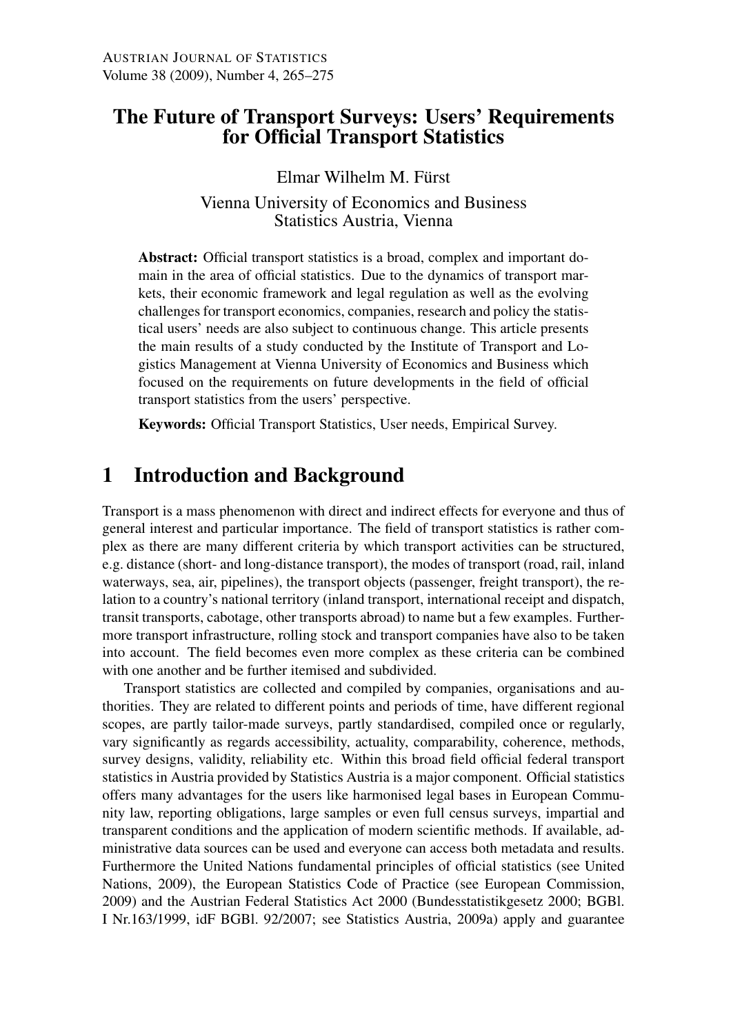# The Future of Transport Surveys: Users' Requirements for Official Transport Statistics

Elmar Wilhelm M. Fürst

Vienna University of Economics and Business
Statistics Austria, Vienna

**Abstract:** Official transport statistics is a broad, complex and important domain in the area of official statistics. Due to the dynamics of transport markets, their economic framework and legal regulation as well as the evolving challenges for transport economics, companies, research and policy the statistical users' needs are also subject to continuous change. This article presents the main results of a study conducted by the Institute of Transport and Logistics Management at Vienna University of Economics and Business which focused on the requirements on future developments in the field of official transport statistics from the users' perspective.

**Keywords:** Official Transport Statistics, User needs, Empirical Survey.

## 1 Introduction and Background

Transport is a mass phenomenon with direct and indirect effects for everyone and thus of general interest and particular importance. The field of transport statistics is rather complex as there are many different criteria by which transport activities can be structured, e.g. distance (short- and long-distance transport), the modes of transport (road, rail, inland waterways, sea, air, pipelines), the transport objects (passenger, freight transport), the relation to a country's national territory (inland transport, international receipt and dispatch, transit transports, cabotage, other transports abroad) to name but a few examples. Furthermore transport infrastructure, rolling stock and transport companies have also to be taken into account. The field becomes even more complex as these criteria can be combined with one another and be further itemised and subdivided.

Transport statistics are collected and compiled by companies, organisations and authorities. They are related to different points and periods of time, have different regional scopes, are partly tailor-made surveys, partly standardised, compiled once or regularly, vary significantly as regards accessibility, actuality, comparability, coherence, methods, survey designs, validity, reliability etc. Within this broad field official federal transport statistics in Austria provided by Statistics Austria is a major component. Official statistics offers many advantages for the users like harmonised legal bases in European Community law, reporting obligations, large samples or even full census surveys, impartial and transparent conditions and the application of modern scientific methods. If available, administrative data sources can be used and everyone can access both metadata and results. Furthermore the United Nations fundamental principles of official statistics (see United Nations, 2009), the European Statistics Code of Practice (see European Commission, 2009) and the Austrian Federal Statistics Act 2000 (Bundesstatistikgesetz 2000; BGBl. I Nr.163/1999, idF BGBl. 92/2007; see Statistics Austria, 2009a) apply and guarantee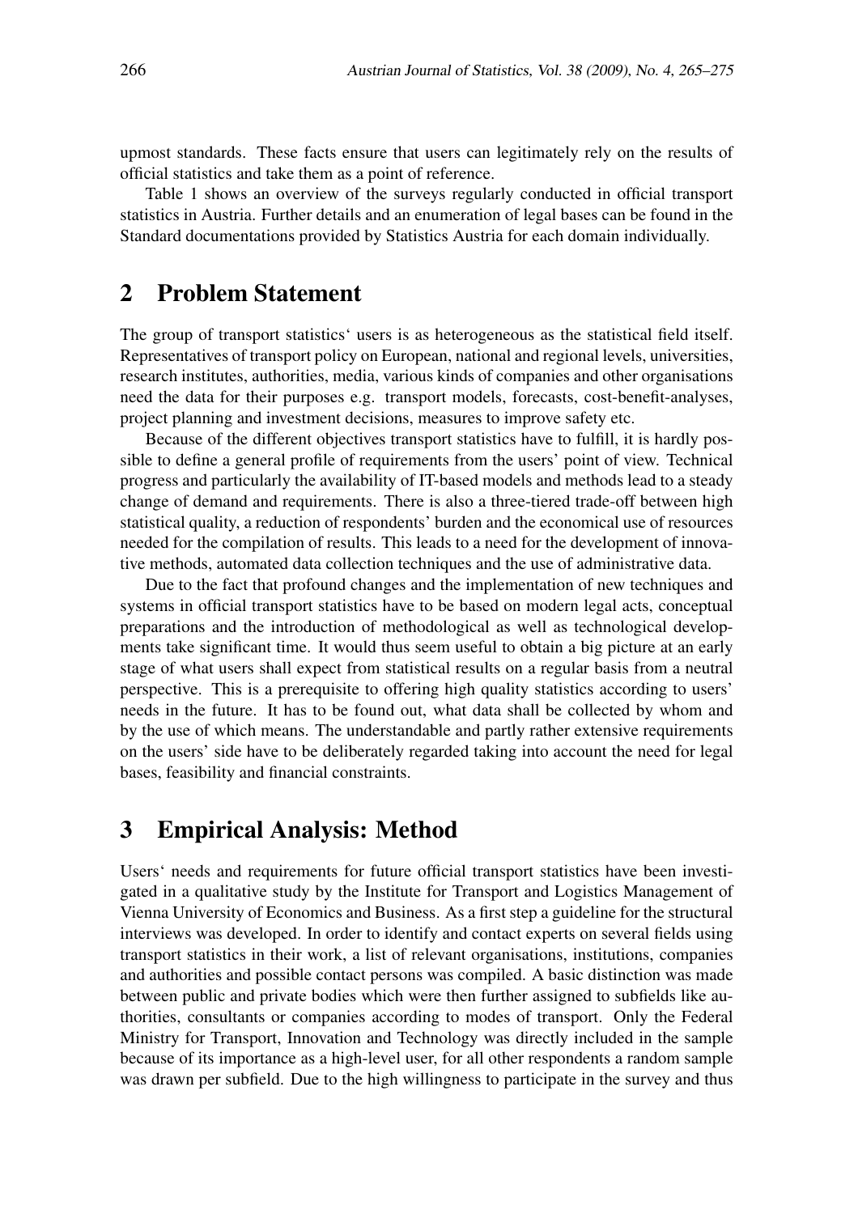upmost standards. These facts ensure that users can legitimately rely on the results of official statistics and take them as a point of reference.

Table 1 shows an overview of the surveys regularly conducted in official transport statistics in Austria. Further details and an enumeration of legal bases can be found in the Standard documentations provided by Statistics Austria for each domain individually.

## 2 Problem Statement

The group of transport statistics‘ users is as heterogeneous as the statistical field itself. Representatives of transport policy on European, national and regional levels, universities, research institutes, authorities, media, various kinds of companies and other organisations need the data for their purposes e.g. transport models, forecasts, cost-benefit-analyses, project planning and investment decisions, measures to improve safety etc.

Because of the different objectives transport statistics have to fulfill, it is hardly possible to define a general profile of requirements from the users' point of view. Technical progress and particularly the availability of IT-based models and methods lead to a steady change of demand and requirements. There is also a three-tiered trade-off between high statistical quality, a reduction of respondents' burden and the economical use of resources needed for the compilation of results. This leads to a need for the development of innovative methods, automated data collection techniques and the use of administrative data.

Due to the fact that profound changes and the implementation of new techniques and systems in official transport statistics have to be based on modern legal acts, conceptual preparations and the introduction of methodological as well as technological developments take significant time. It would thus seem useful to obtain a big picture at an early stage of what users shall expect from statistical results on a regular basis from a neutral perspective. This is a prerequisite to offering high quality statistics according to users' needs in the future. It has to be found out, what data shall be collected by whom and by the use of which means. The understandable and partly rather extensive requirements on the users' side have to be deliberately regarded taking into account the need for legal bases, feasibility and financial constraints.

## 3 Empirical Analysis: Method

Users‘ needs and requirements for future official transport statistics have been investigated in a qualitative study by the Institute for Transport and Logistics Management of Vienna University of Economics and Business. As a first step a guideline for the structural interviews was developed. In order to identify and contact experts on several fields using transport statistics in their work, a list of relevant organisations, institutions, companies and authorities and possible contact persons was compiled. A basic distinction was made between public and private bodies which were then further assigned to subfields like authorities, consultants or companies according to modes of transport. Only the Federal Ministry for Transport, Innovation and Technology was directly included in the sample because of its importance as a high-level user, for all other respondents a random sample was drawn per subfield. Due to the high willingness to participate in the survey and thus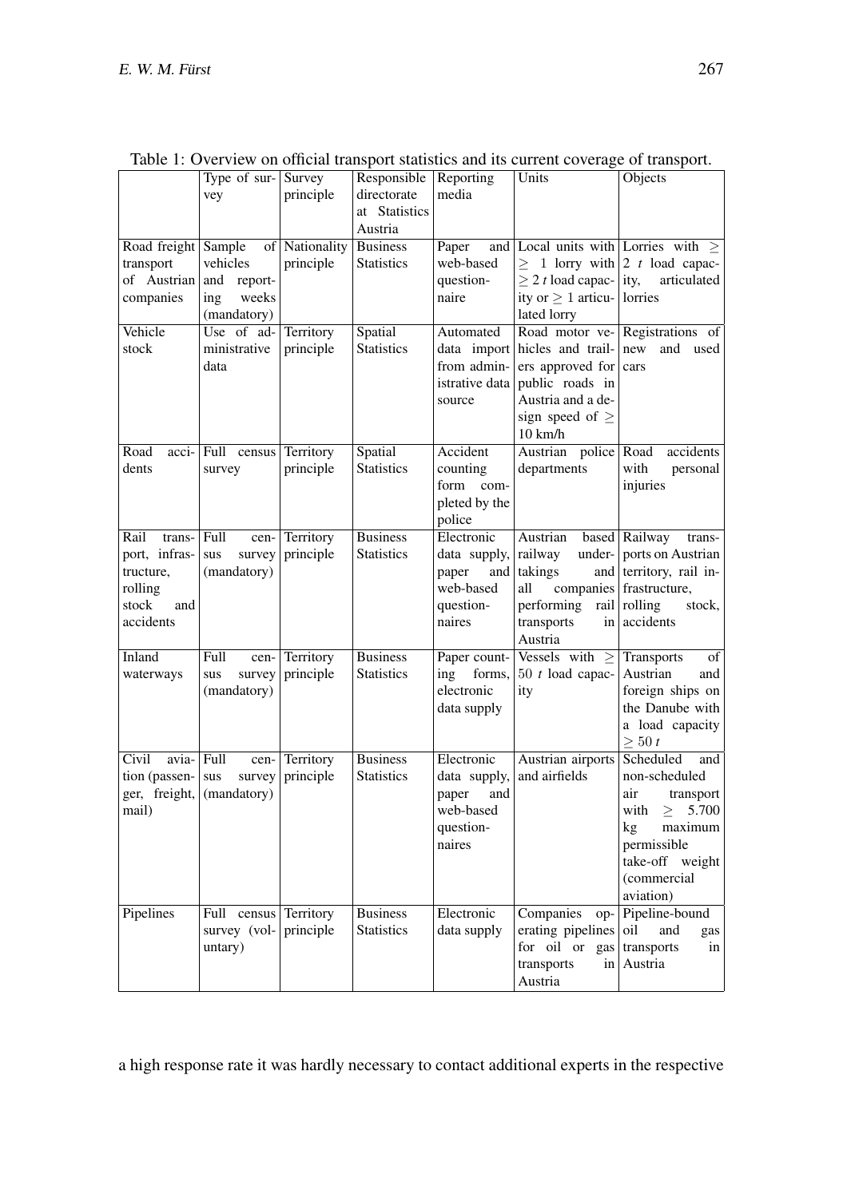Table 1: Overview on official transport statistics and its current coverage of transport.

| | Type of survey | Survey principle | Responsible directorate at Statistics Austria | Reporting media | Units | Objects |
|---|---|---|---|---|---|---|
| Road freight transport of Austrian companies | Sample of vehicles and reporting weeks (mandatory) | Nationality principle | Business Statistics | Paper and web-based questionnaire | Local units with $\geq$ 1 lorry with $\geq 2\ t$ load capacity or $\geq$ 1 articulated lorry | Lorries with $\geq 2\ t$ load capacity, articulated lorries |
| Vehicle stock | Use of administrative data | Territory principle | Spatial Statistics | Automated data import from administrative data source | Road motor vehicles and trailers approved for public roads in Austria and a design speed of $\geq$ 10 km/h | Registrations of new and used cars |
| Road accidents | Full census survey | Territory principle | Spatial Statistics | Accident counting form completed by the police | Austrian police departments | Road accidents with personal injuries |
| Rail transport, infrastructure, rolling stock and accidents | Full census survey (mandatory) | Territory principle | Business Statistics | Electronic data supply, paper and web-based questionnaires | Austrian based railway undertakings and all companies performing rail transports in Austria | Railway transports on Austrian territory, rail infrastructure, rolling stock, accidents |
| Inland waterways | Full census survey (mandatory) | Territory principle | Business Statistics | Paper counting forms, electronic data supply | Vessels with $\geq 50\ t$ load capacity | Transports of Austrian and foreign ships on the Danube with a load capacity $\geq 50\ t$ |
| Civil aviation (passenger, freight, mail) | Full census survey (mandatory) | Territory principle | Business Statistics | Electronic data supply, paper and web-based questionnaires | Austrian airports and airfields | Scheduled and non-scheduled air transport with $\geq$ 5.700 kg maximum permissible take-off weight (commercial aviation) |
| Pipelines | Full census survey (voluntary) | Territory principle | Business Statistics | Electronic data supply | Companies operating pipelines for oil or gas transports in Austria | Pipeline-bound oil and gas transports in Austria |

a high response rate it was hardly necessary to contact additional experts in the respective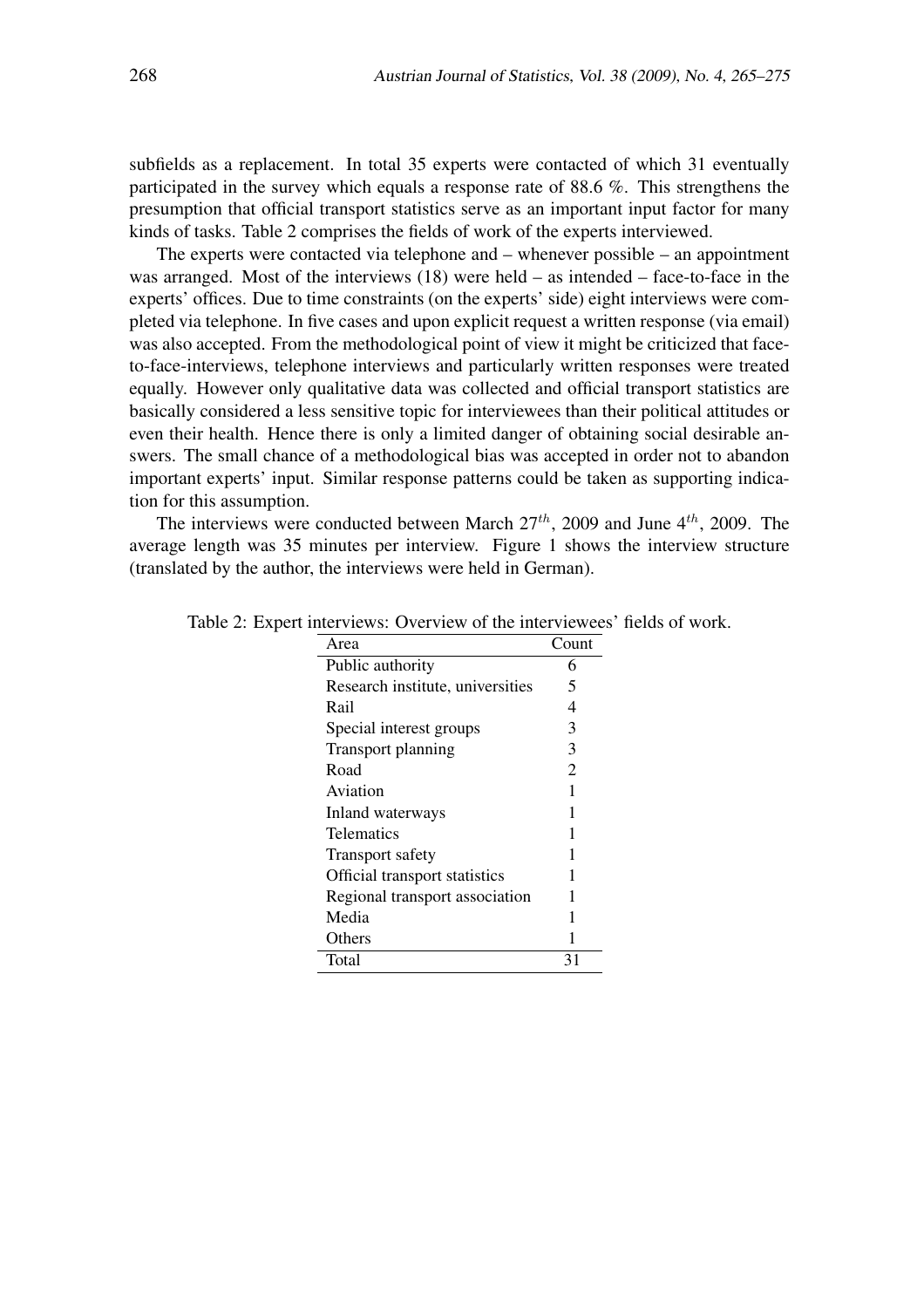subfields as a replacement. In total 35 experts were contacted of which 31 eventually participated in the survey which equals a response rate of 88.6 %. This strengthens the presumption that official transport statistics serve as an important input factor for many kinds of tasks. Table 2 comprises the fields of work of the experts interviewed.

The experts were contacted via telephone and – whenever possible – an appointment was arranged. Most of the interviews (18) were held – as intended – face-to-face in the experts' offices. Due to time constraints (on the experts' side) eight interviews were completed via telephone. In five cases and upon explicit request a written response (via email) was also accepted. From the methodological point of view it might be criticized that face-to-face-interviews, telephone interviews and particularly written responses were treated equally. However only qualitative data was collected and official transport statistics are basically considered a less sensitive topic for interviewees than their political attitudes or even their health. Hence there is only a limited danger of obtaining social desirable answers. The small chance of a methodological bias was accepted in order not to abandon important experts' input. Similar response patterns could be taken as supporting indication for this assumption.

The interviews were conducted between March $27^{th}$, 2009 and June $4^{th}$, 2009. The average length was 35 minutes per interview. Figure 1 shows the interview structure (translated by the author, the interviews were held in German).

Table 2: Expert interviews: Overview of the interviewees' fields of work.

| Area | Count |
|---|---|
| Public authority | 6 |
| Research institute, universities | 5 |
| Rail | 4 |
| Special interest groups | 3 |
| Transport planning | 3 |
| Road | 2 |
| Aviation | 1 |
| Inland waterways | 1 |
| Telematics | 1 |
| Transport safety | 1 |
| Official transport statistics | 1 |
| Regional transport association | 1 |
| Media | 1 |
| Others | 1 |
| Total | 31 |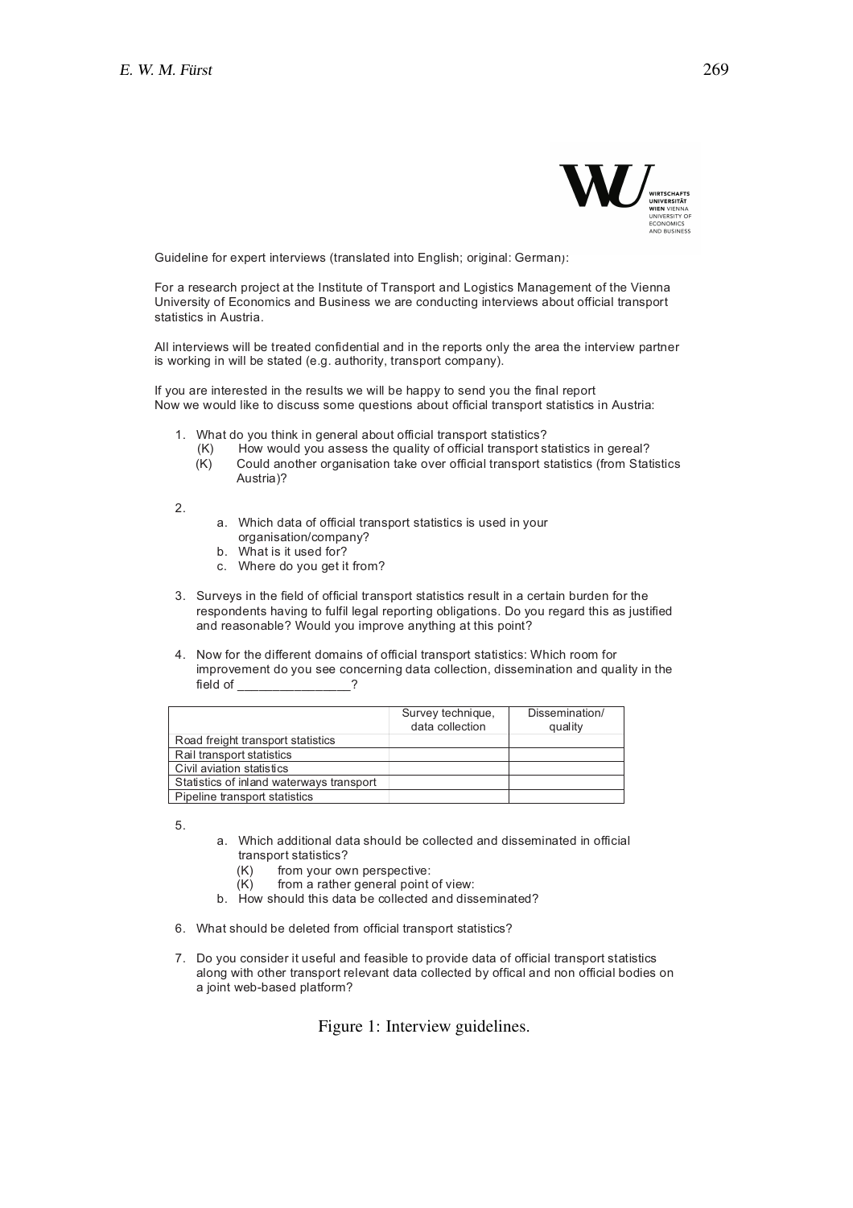WIRTSCHAFTS UNIVERSITÄT WIEN VIENNA UNIVERSITY OF ECONOMICS AND BUSINESS

Guideline for expert interviews (translated into English; original: German):

For a research project at the Institute of Transport and Logistics Management of the Vienna University of Economics and Business we are conducting interviews about official transport statistics in Austria.

All interviews will be treated confidential and in the reports only the area the interview partner is working in will be stated (e.g. authority, transport company).

If you are interested in the results we will be happy to send you the final report
Now we would like to discuss some questions about official transport statistics in Austria:

1. What do you think in general about official transport statistics?
   (K) How would you assess the quality of official transport statistics in gereal?
   (K) Could another organisation take over official transport statistics (from Statistics Austria)?

2.
   a. Which data of official transport statistics is used in your organisation/company?
   b. What is it used for?
   c. Where do you get it from?

3. Surveys in the field of official transport statistics result in a certain burden for the respondents having to fulfil legal reporting obligations. Do you regard this as justified and reasonable? Would you improve anything at this point?

4. Now for the different domains of official transport statistics: Which room for improvement do you see concerning data collection, dissemination and quality in the field of _______________?

| | Survey technique, data collection | Dissemination/ quality |
|---|---|---|
| Road freight transport statistics | | |
| Rail transport statistics | | |
| Civil aviation statistics | | |
| Statistics of inland waterways transport | | |
| Pipeline transport statistics | | |

5.
   a. Which additional data should be collected and disseminated in official transport statistics?
      (K) from your own perspective:
      (K) from a rather general point of view:
   b. How should this data be collected and disseminated?

6. What should be deleted from official transport statistics?

7. Do you consider it useful and feasible to provide data of official transport statistics along with other transport relevant data collected by offical and non official bodies on a joint web-based platform?

Figure 1: Interview guidelines.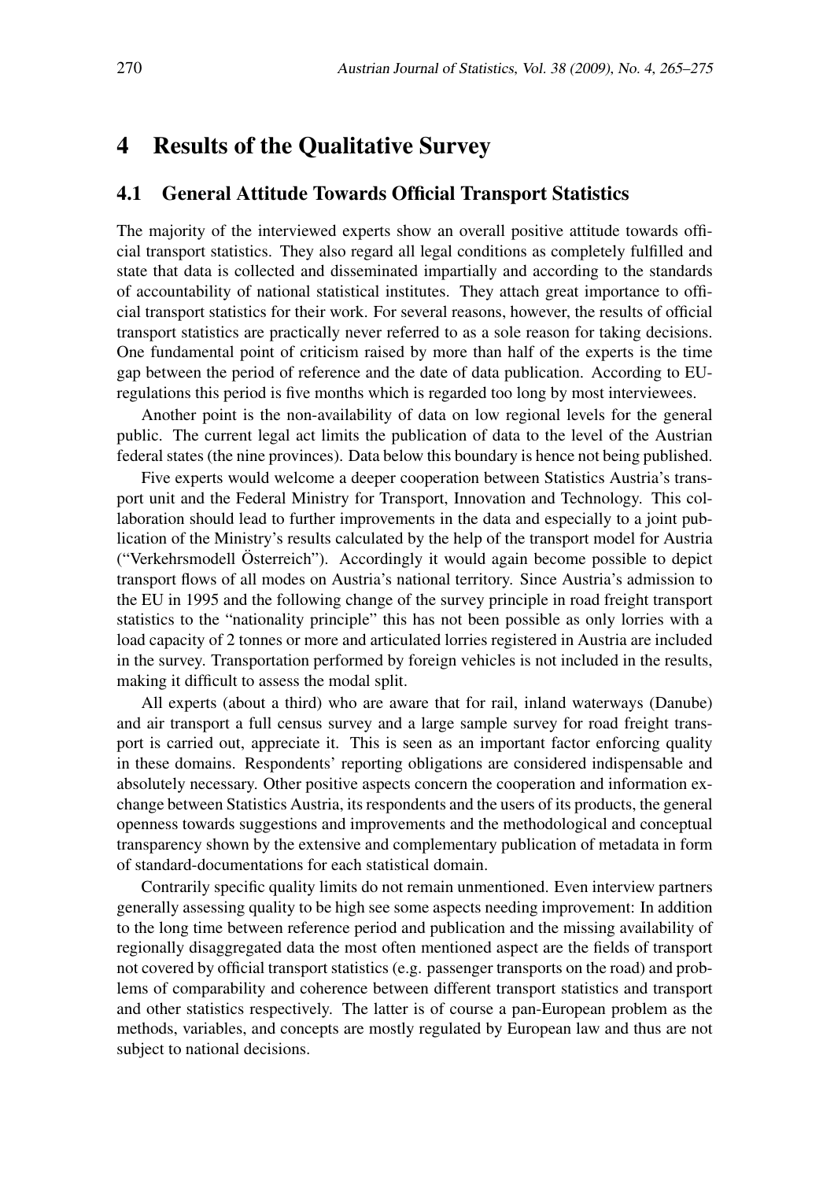# 4 Results of the Qualitative Survey

## 4.1 General Attitude Towards Official Transport Statistics

The majority of the interviewed experts show an overall positive attitude towards official transport statistics. They also regard all legal conditions as completely fulfilled and state that data is collected and disseminated impartially and according to the standards of accountability of national statistical institutes. They attach great importance to official transport statistics for their work. For several reasons, however, the results of official transport statistics are practically never referred to as a sole reason for taking decisions. One fundamental point of criticism raised by more than half of the experts is the time gap between the period of reference and the date of data publication. According to EU-regulations this period is five months which is regarded too long by most interviewees.

Another point is the non-availability of data on low regional levels for the general public. The current legal act limits the publication of data to the level of the Austrian federal states (the nine provinces). Data below this boundary is hence not being published.

Five experts would welcome a deeper cooperation between Statistics Austria's transport unit and the Federal Ministry for Transport, Innovation and Technology. This collaboration should lead to further improvements in the data and especially to a joint publication of the Ministry's results calculated by the help of the transport model for Austria ("Verkehrsmodell Österreich"). Accordingly it would again become possible to depict transport flows of all modes on Austria's national territory. Since Austria's admission to the EU in 1995 and the following change of the survey principle in road freight transport statistics to the "nationality principle" this has not been possible as only lorries with a load capacity of 2 tonnes or more and articulated lorries registered in Austria are included in the survey. Transportation performed by foreign vehicles is not included in the results, making it difficult to assess the modal split.

All experts (about a third) who are aware that for rail, inland waterways (Danube) and air transport a full census survey and a large sample survey for road freight transport is carried out, appreciate it. This is seen as an important factor enforcing quality in these domains. Respondents' reporting obligations are considered indispensable and absolutely necessary. Other positive aspects concern the cooperation and information exchange between Statistics Austria, its respondents and the users of its products, the general openness towards suggestions and improvements and the methodological and conceptual transparency shown by the extensive and complementary publication of metadata in form of standard-documentations for each statistical domain.

Contrarily specific quality limits do not remain unmentioned. Even interview partners generally assessing quality to be high see some aspects needing improvement: In addition to the long time between reference period and publication and the missing availability of regionally disaggregated data the most often mentioned aspect are the fields of transport not covered by official transport statistics (e.g. passenger transports on the road) and problems of comparability and coherence between different transport statistics and transport and other statistics respectively. The latter is of course a pan-European problem as the methods, variables, and concepts are mostly regulated by European law and thus are not subject to national decisions.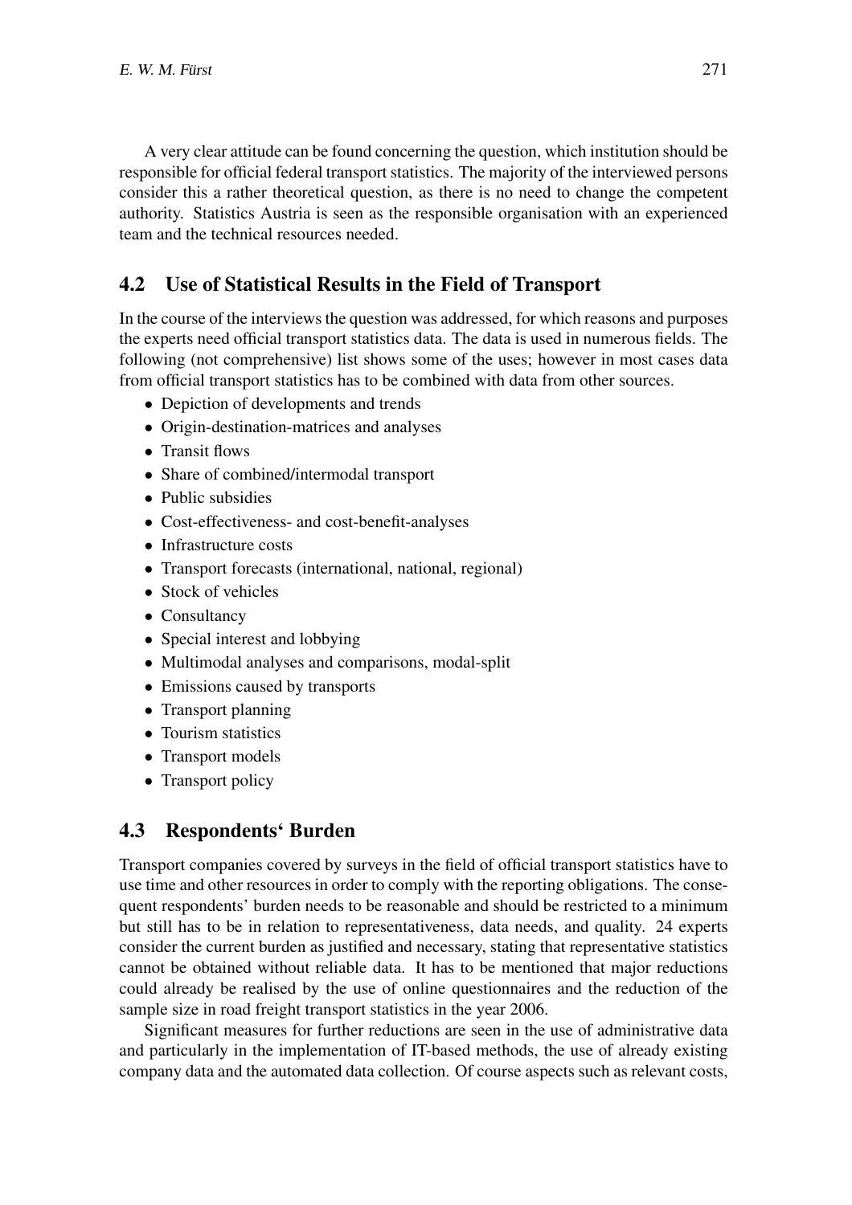A very clear attitude can be found concerning the question, which institution should be responsible for official federal transport statistics. The majority of the interviewed persons consider this a rather theoretical question, as there is no need to change the competent authority. Statistics Austria is seen as the responsible organisation with an experienced team and the technical resources needed.

## 4.2 Use of Statistical Results in the Field of Transport

In the course of the interviews the question was addressed, for which reasons and purposes the experts need official transport statistics data. The data is used in numerous fields. The following (not comprehensive) list shows some of the uses; however in most cases data from official transport statistics has to be combined with data from other sources.

- Depiction of developments and trends
- Origin-destination-matrices and analyses
- Transit flows
- Share of combined/intermodal transport
- Public subsidies
- Cost-effectiveness- and cost-benefit-analyses
- Infrastructure costs
- Transport forecasts (international, national, regional)
- Stock of vehicles
- Consultancy
- Special interest and lobbying
- Multimodal analyses and comparisons, modal-split
- Emissions caused by transports
- Transport planning
- Tourism statistics
- Transport models
- Transport policy

## 4.3 Respondents‘ Burden

Transport companies covered by surveys in the field of official transport statistics have to use time and other resources in order to comply with the reporting obligations. The consequent respondents' burden needs to be reasonable and should be restricted to a minimum but still has to be in relation to representativeness, data needs, and quality. 24 experts consider the current burden as justified and necessary, stating that representative statistics cannot be obtained without reliable data. It has to be mentioned that major reductions could already be realised by the use of online questionnaires and the reduction of the sample size in road freight transport statistics in the year 2006.

Significant measures for further reductions are seen in the use of administrative data and particularly in the implementation of IT-based methods, the use of already existing company data and the automated data collection. Of course aspects such as relevant costs,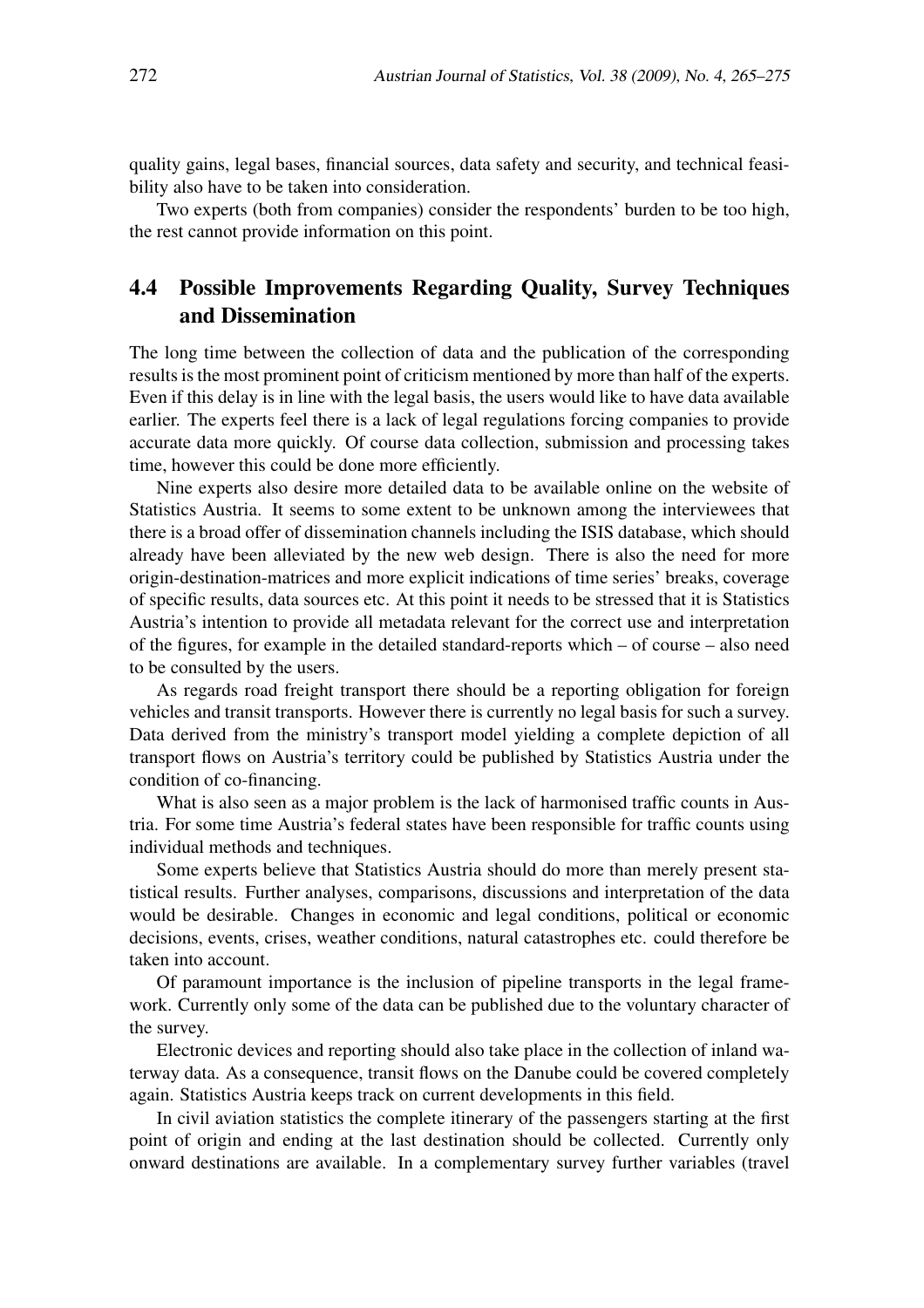quality gains, legal bases, financial sources, data safety and security, and technical feasibility also have to be taken into consideration.

Two experts (both from companies) consider the respondents' burden to be too high, the rest cannot provide information on this point.

## 4.4 Possible Improvements Regarding Quality, Survey Techniques and Dissemination

The long time between the collection of data and the publication of the corresponding results is the most prominent point of criticism mentioned by more than half of the experts. Even if this delay is in line with the legal basis, the users would like to have data available earlier. The experts feel there is a lack of legal regulations forcing companies to provide accurate data more quickly. Of course data collection, submission and processing takes time, however this could be done more efficiently.

Nine experts also desire more detailed data to be available online on the website of Statistics Austria. It seems to some extent to be unknown among the interviewees that there is a broad offer of dissemination channels including the ISIS database, which should already have been alleviated by the new web design. There is also the need for more origin-destination-matrices and more explicit indications of time series' breaks, coverage of specific results, data sources etc. At this point it needs to be stressed that it is Statistics Austria's intention to provide all metadata relevant for the correct use and interpretation of the figures, for example in the detailed standard-reports which – of course – also need to be consulted by the users.

As regards road freight transport there should be a reporting obligation for foreign vehicles and transit transports. However there is currently no legal basis for such a survey. Data derived from the ministry's transport model yielding a complete depiction of all transport flows on Austria's territory could be published by Statistics Austria under the condition of co-financing.

What is also seen as a major problem is the lack of harmonised traffic counts in Austria. For some time Austria's federal states have been responsible for traffic counts using individual methods and techniques.

Some experts believe that Statistics Austria should do more than merely present statistical results. Further analyses, comparisons, discussions and interpretation of the data would be desirable. Changes in economic and legal conditions, political or economic decisions, events, crises, weather conditions, natural catastrophes etc. could therefore be taken into account.

Of paramount importance is the inclusion of pipeline transports in the legal framework. Currently only some of the data can be published due to the voluntary character of the survey.

Electronic devices and reporting should also take place in the collection of inland waterway data. As a consequence, transit flows on the Danube could be covered completely again. Statistics Austria keeps track on current developments in this field.

In civil aviation statistics the complete itinerary of the passengers starting at the first point of origin and ending at the last destination should be collected. Currently only onward destinations are available. In a complementary survey further variables (travel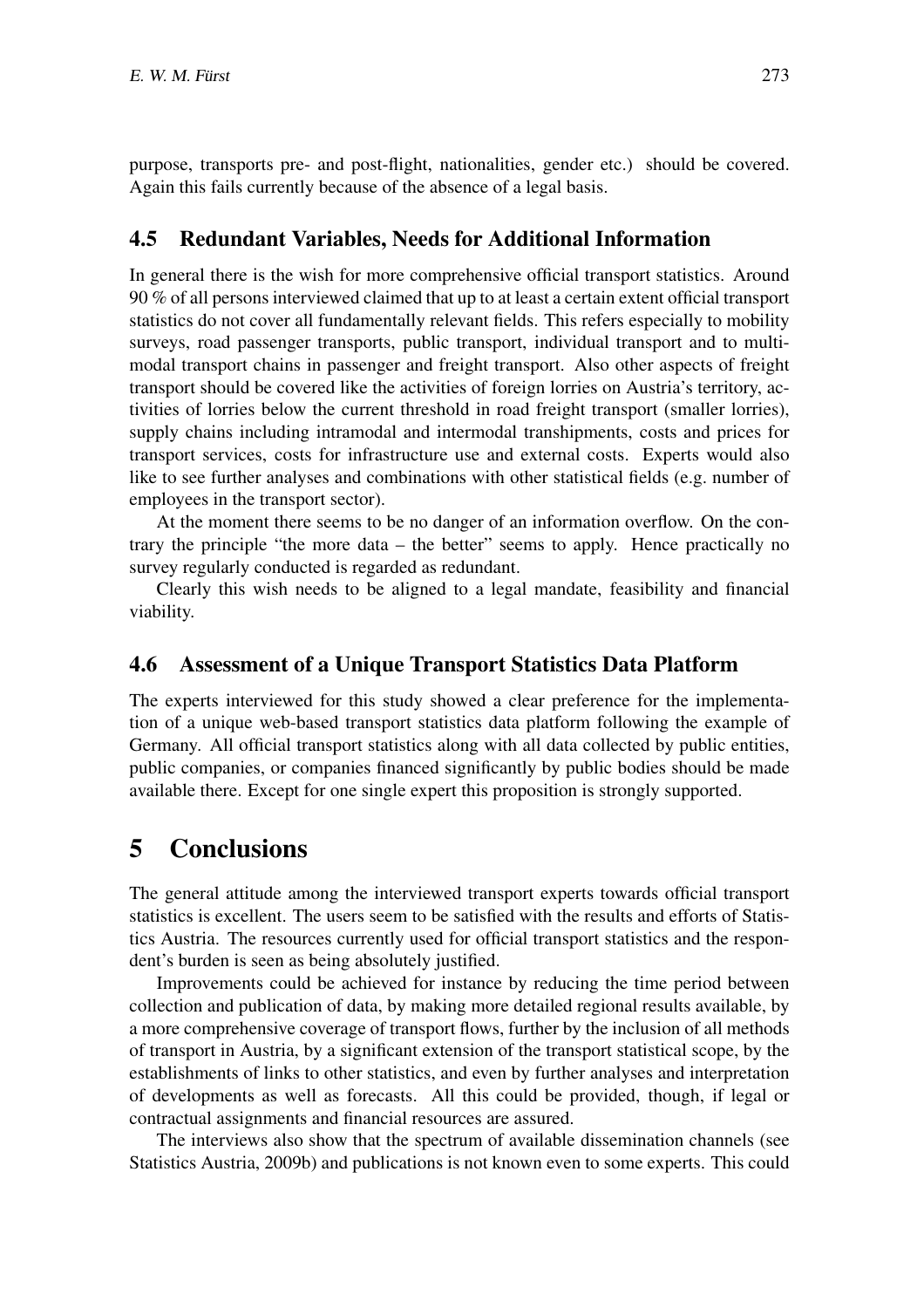purpose, transports pre- and post-flight, nationalities, gender etc.) should be covered. Again this fails currently because of the absence of a legal basis.

### 4.5 Redundant Variables, Needs for Additional Information

In general there is the wish for more comprehensive official transport statistics. Around 90 % of all persons interviewed claimed that up to at least a certain extent official transport statistics do not cover all fundamentally relevant fields. This refers especially to mobility surveys, road passenger transports, public transport, individual transport and to multimodal transport chains in passenger and freight transport. Also other aspects of freight transport should be covered like the activities of foreign lorries on Austria's territory, activities of lorries below the current threshold in road freight transport (smaller lorries), supply chains including intramodal and intermodal transhipments, costs and prices for transport services, costs for infrastructure use and external costs. Experts would also like to see further analyses and combinations with other statistical fields (e.g. number of employees in the transport sector).

At the moment there seems to be no danger of an information overflow. On the contrary the principle "the more data – the better" seems to apply. Hence practically no survey regularly conducted is regarded as redundant.

Clearly this wish needs to be aligned to a legal mandate, feasibility and financial viability.

### 4.6 Assessment of a Unique Transport Statistics Data Platform

The experts interviewed for this study showed a clear preference for the implementation of a unique web-based transport statistics data platform following the example of Germany. All official transport statistics along with all data collected by public entities, public companies, or companies financed significantly by public bodies should be made available there. Except for one single expert this proposition is strongly supported.

## 5 Conclusions

The general attitude among the interviewed transport experts towards official transport statistics is excellent. The users seem to be satisfied with the results and efforts of Statistics Austria. The resources currently used for official transport statistics and the respondent's burden is seen as being absolutely justified.

Improvements could be achieved for instance by reducing the time period between collection and publication of data, by making more detailed regional results available, by a more comprehensive coverage of transport flows, further by the inclusion of all methods of transport in Austria, by a significant extension of the transport statistical scope, by the establishments of links to other statistics, and even by further analyses and interpretation of developments as well as forecasts. All this could be provided, though, if legal or contractual assignments and financial resources are assured.

The interviews also show that the spectrum of available dissemination channels (see Statistics Austria, 2009b) and publications is not known even to some experts. This could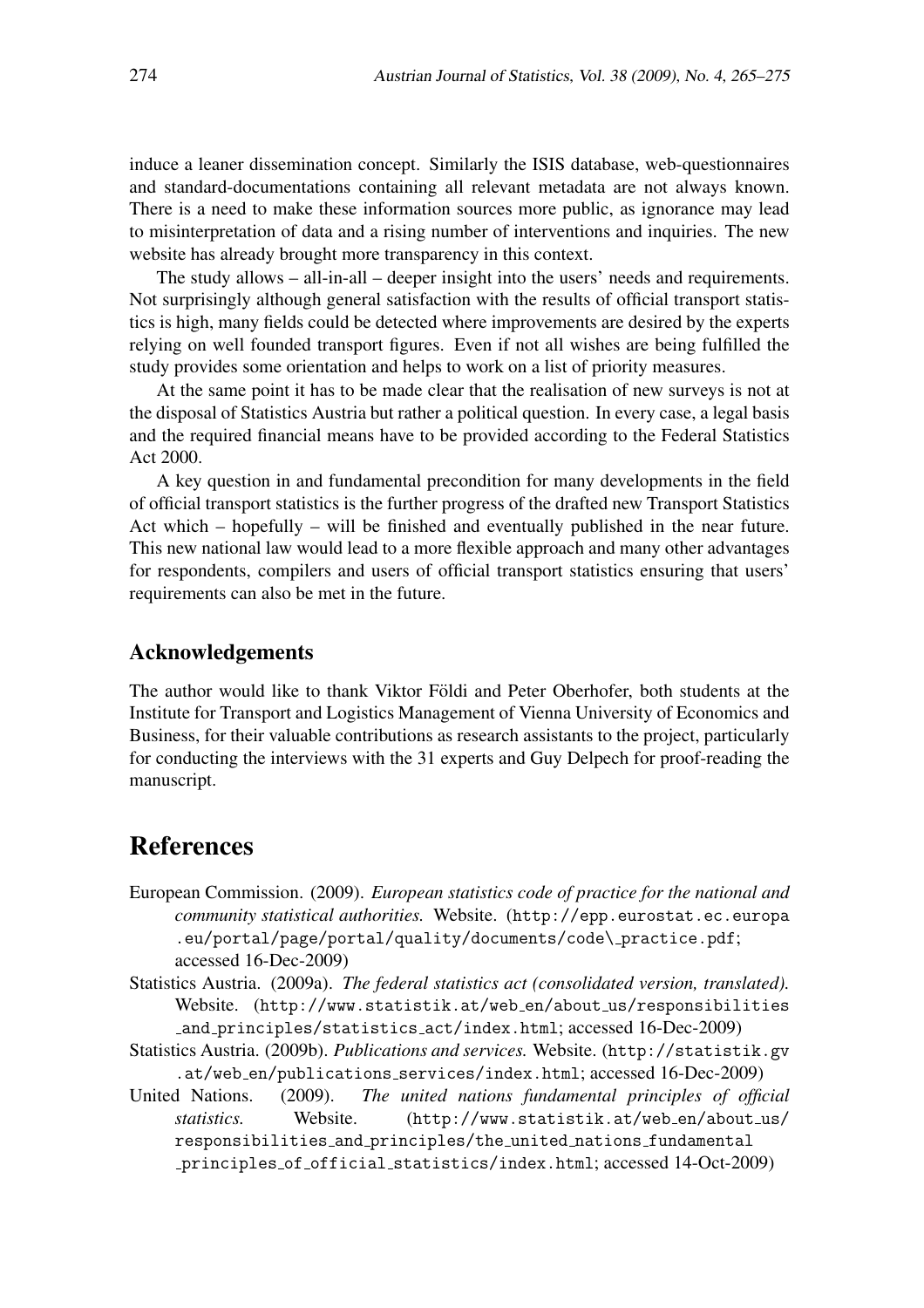induce a leaner dissemination concept. Similarly the ISIS database, web-questionnaires and standard-documentations containing all relevant metadata are not always known. There is a need to make these information sources more public, as ignorance may lead to misinterpretation of data and a rising number of interventions and inquiries. The new website has already brought more transparency in this context.

The study allows – all-in-all – deeper insight into the users' needs and requirements. Not surprisingly although general satisfaction with the results of official transport statistics is high, many fields could be detected where improvements are desired by the experts relying on well founded transport figures. Even if not all wishes are being fulfilled the study provides some orientation and helps to work on a list of priority measures.

At the same point it has to be made clear that the realisation of new surveys is not at the disposal of Statistics Austria but rather a political question. In every case, a legal basis and the required financial means have to be provided according to the Federal Statistics Act 2000.

A key question in and fundamental precondition for many developments in the field of official transport statistics is the further progress of the drafted new Transport Statistics Act which – hopefully – will be finished and eventually published in the near future. This new national law would lead to a more flexible approach and many other advantages for respondents, compilers and users of official transport statistics ensuring that users' requirements can also be met in the future.

## Acknowledgements

The author would like to thank Viktor Földi and Peter Oberhofer, both students at the Institute for Transport and Logistics Management of Vienna University of Economics and Business, for their valuable contributions as research assistants to the project, particularly for conducting the interviews with the 31 experts and Guy Delpech for proof-reading the manuscript.

# References

European Commission. (2009). *European statistics code of practice for the national and community statistical authorities.* Website. (http://epp.eurostat.ec.europa.eu/portal/page/portal/quality/documents/code_practice.pdf; accessed 16-Dec-2009)

Statistics Austria. (2009a). *The federal statistics act (consolidated version, translated).* Website. (http://www.statistik.at/web_en/about_us/responsibilities_and_principles/statistics_act/index.html; accessed 16-Dec-2009)

Statistics Austria. (2009b). *Publications and services.* Website. (http://statistik.gv.at/web_en/publications_services/index.html; accessed 16-Dec-2009)

United Nations. (2009). *The united nations fundamental principles of official statistics.* Website. (http://www.statistik.at/web_en/about_us/responsibilities_and_principles/the_united_nations_fundamental_principles_of_official_statistics/index.html; accessed 14-Oct-2009)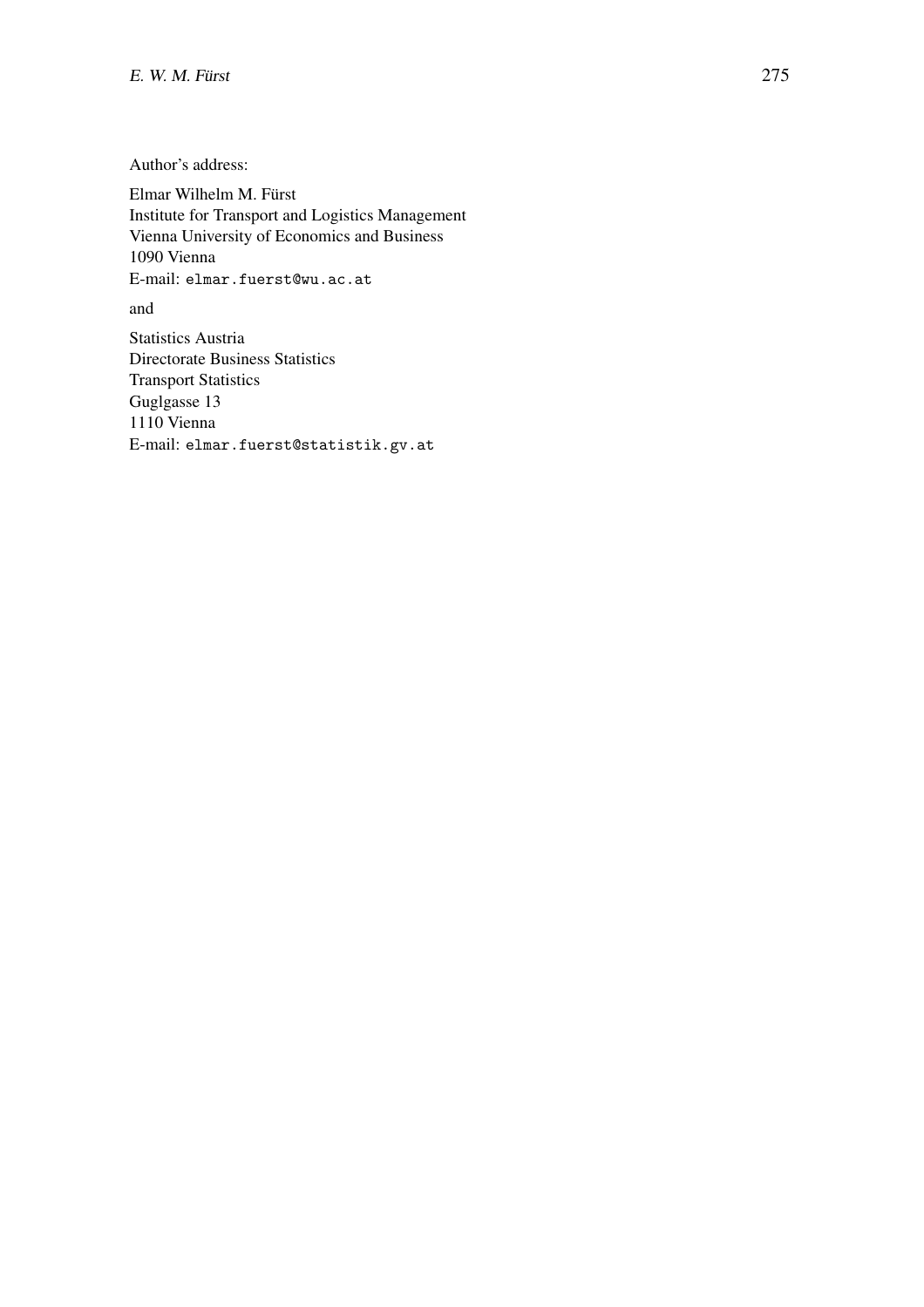Author's address:

Elmar Wilhelm M. Fürst
Institute for Transport and Logistics Management
Vienna University of Economics and Business
1090 Vienna
E-mail: elmar.fuerst@wu.ac.at

and

Statistics Austria
Directorate Business Statistics
Transport Statistics
Guglgasse 13
1110 Vienna
E-mail: elmar.fuerst@statistik.gv.at